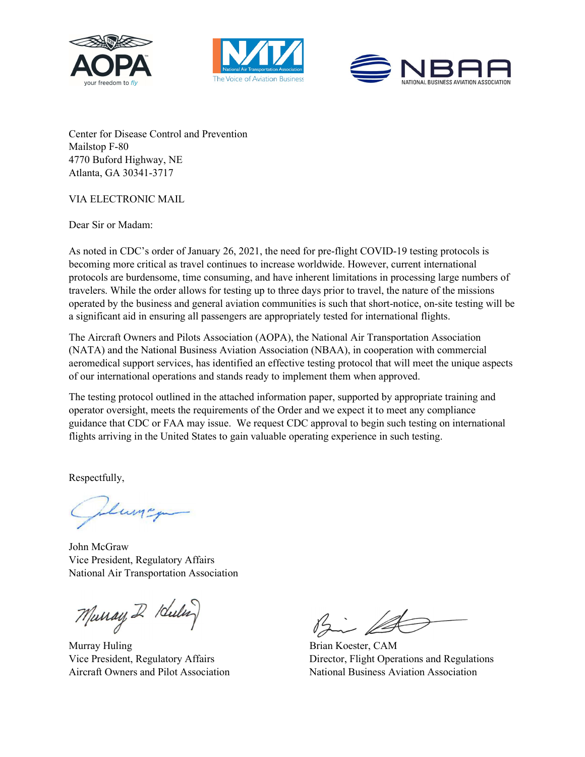Center for Disease Control and Prevention
Mailstop F-80
4770 Buford Highway, NE
Atlanta, GA 30341-3717

VIA ELECTRONIC MAIL

Dear Sir or Madam:

As noted in CDC's order of January 26, 2021, the need for pre-flight COVID-19 testing protocols is becoming more critical as travel continues to increase worldwide. However, current international protocols are burdensome, time consuming, and have inherent limitations in processing large numbers of travelers. While the order allows for testing up to three days prior to travel, the nature of the missions operated by the business and general aviation communities is such that short-notice, on-site testing will be a significant aid in ensuring all passengers are appropriately tested for international flights.

The Aircraft Owners and Pilots Association (AOPA), the National Air Transportation Association (NATA) and the National Business Aviation Association (NBAA), in cooperation with commercial aeromedical support services, has identified an effective testing protocol that will meet the unique aspects of our international operations and stands ready to implement them when approved.

The testing protocol outlined in the attached information paper, supported by appropriate training and operator oversight, meets the requirements of the Order and we expect it to meet any compliance guidance that CDC or FAA may issue. We request CDC approval to begin such testing on international flights arriving in the United States to gain valuable operating experience in such testing.

Respectfully,

John McGraw
Vice President, Regulatory Affairs
National Air Transportation Association

Murray Huling
Vice President, Regulatory Affairs
Aircraft Owners and Pilot Association

Brian Koester, CAM
Director, Flight Operations and Regulations
National Business Aviation Association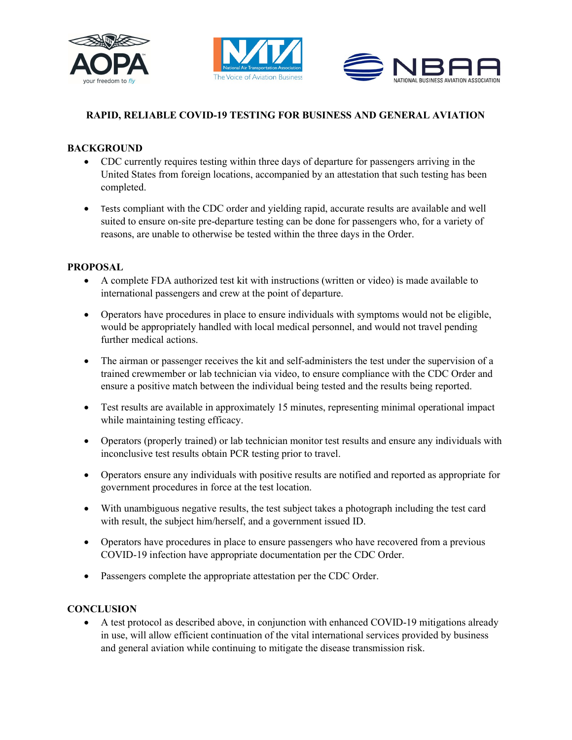# RAPID, RELIABLE COVID-19 TESTING FOR BUSINESS AND GENERAL AVIATION

## BACKGROUND

- CDC currently requires testing within three days of departure for passengers arriving in the United States from foreign locations, accompanied by an attestation that such testing has been completed.
- Tests compliant with the CDC order and yielding rapid, accurate results are available and well suited to ensure on-site pre-departure testing can be done for passengers who, for a variety of reasons, are unable to otherwise be tested within the three days in the Order.

## PROPOSAL

- A complete FDA authorized test kit with instructions (written or video) is made available to international passengers and crew at the point of departure.
- Operators have procedures in place to ensure individuals with symptoms would not be eligible, would be appropriately handled with local medical personnel, and would not travel pending further medical actions.
- The airman or passenger receives the kit and self-administers the test under the supervision of a trained crewmember or lab technician via video, to ensure compliance with the CDC Order and ensure a positive match between the individual being tested and the results being reported.
- Test results are available in approximately 15 minutes, representing minimal operational impact while maintaining testing efficacy.
- Operators (properly trained) or lab technician monitor test results and ensure any individuals with inconclusive test results obtain PCR testing prior to travel.
- Operators ensure any individuals with positive results are notified and reported as appropriate for government procedures in force at the test location.
- With unambiguous negative results, the test subject takes a photograph including the test card with result, the subject him/herself, and a government issued ID.
- Operators have procedures in place to ensure passengers who have recovered from a previous COVID-19 infection have appropriate documentation per the CDC Order.
- Passengers complete the appropriate attestation per the CDC Order.

## CONCLUSION

- A test protocol as described above, in conjunction with enhanced COVID-19 mitigations already in use, will allow efficient continuation of the vital international services provided by business and general aviation while continuing to mitigate the disease transmission risk.